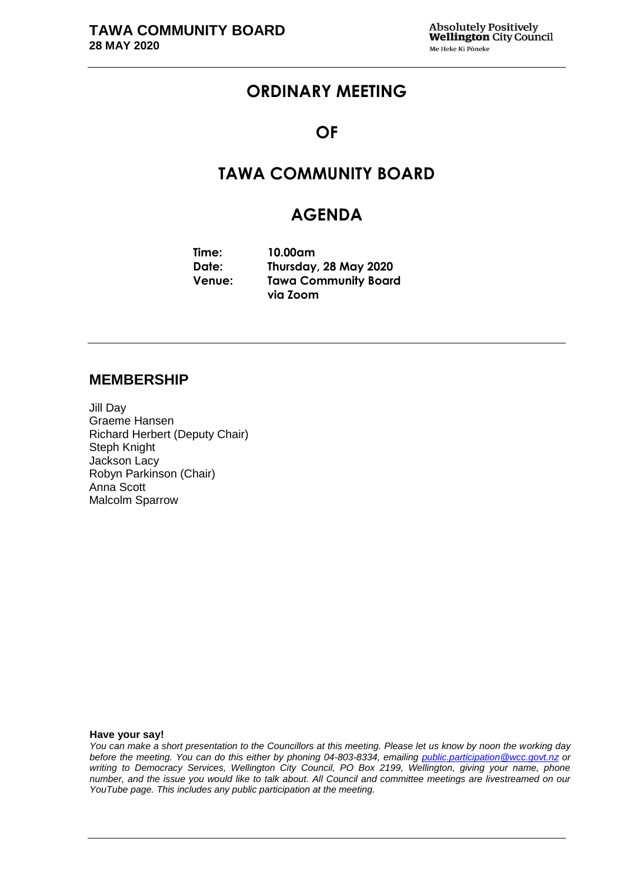# ORDINARY MEETING

# OF

# TAWA COMMUNITY BOARD

# AGENDA

**Time:** 10.00am
**Date:** Thursday, 28 May 2020
**Venue:** Tawa Community Board via Zoom

## MEMBERSHIP

Jill Day
Graeme Hansen
Richard Herbert (Deputy Chair)
Steph Knight
Jackson Lacy
Robyn Parkinson (Chair)
Anna Scott
Malcolm Sparrow

**Have your say!**

*You can make a short presentation to the Councillors at this meeting. Please let us know by noon the working day before the meeting. You can do this either by phoning 04-803-8334, emailing public.participation@wcc.govt.nz or writing to Democracy Services, Wellington City Council, PO Box 2199, Wellington, giving your name, phone number, and the issue you would like to talk about. All Council and committee meetings are livestreamed on our YouTube page. This includes any public participation at the meeting.*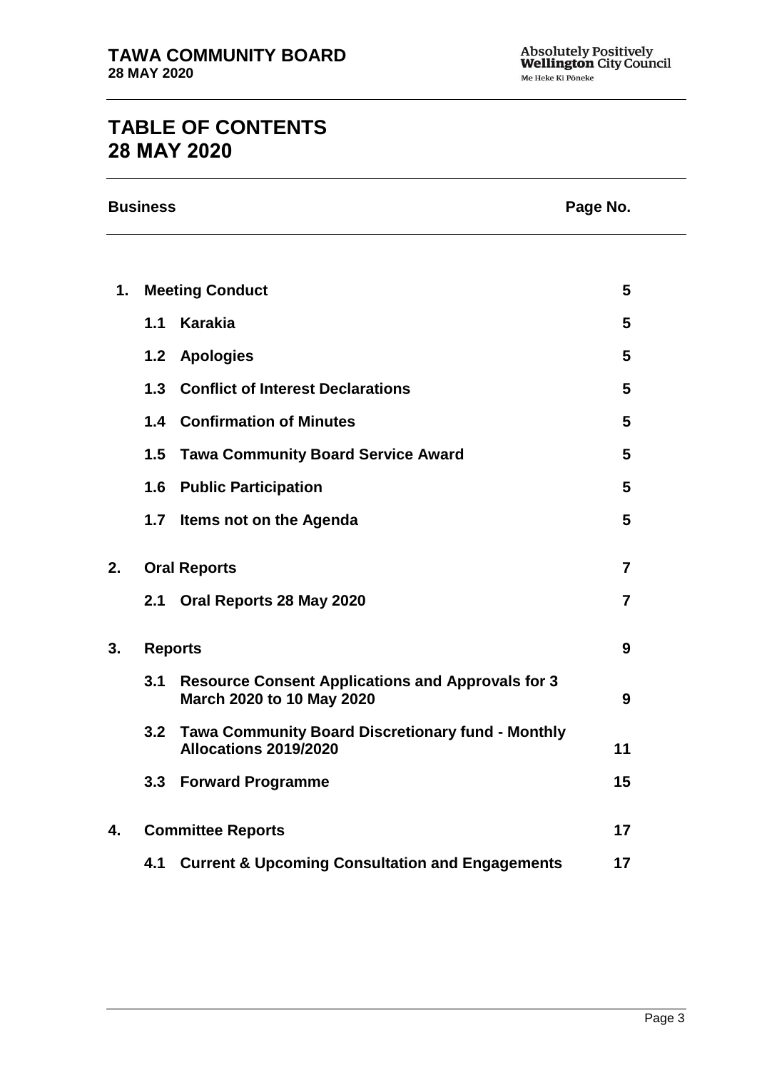# TABLE OF CONTENTS
# 28 MAY 2020

| Business | | Page No. |
|---|---|---|
| **1.** | **Meeting Conduct** | **5** |
| **1.1** | **Karakia** | **5** |
| **1.2** | **Apologies** | **5** |
| **1.3** | **Conflict of Interest Declarations** | **5** |
| **1.4** | **Confirmation of Minutes** | **5** |
| **1.5** | **Tawa Community Board Service Award** | **5** |
| **1.6** | **Public Participation** | **5** |
| **1.7** | **Items not on the Agenda** | **5** |
| **2.** | **Oral Reports** | **7** |
| **2.1** | **Oral Reports 28 May 2020** | **7** |
| **3.** | **Reports** | **9** |
| **3.1** | **Resource Consent Applications and Approvals for 3 March 2020 to 10 May 2020** | **9** |
| **3.2** | **Tawa Community Board Discretionary fund - Monthly Allocations 2019/2020** | **11** |
| **3.3** | **Forward Programme** | **15** |
| **4.** | **Committee Reports** | **17** |
| **4.1** | **Current & Upcoming Consultation and Engagements** | **17** |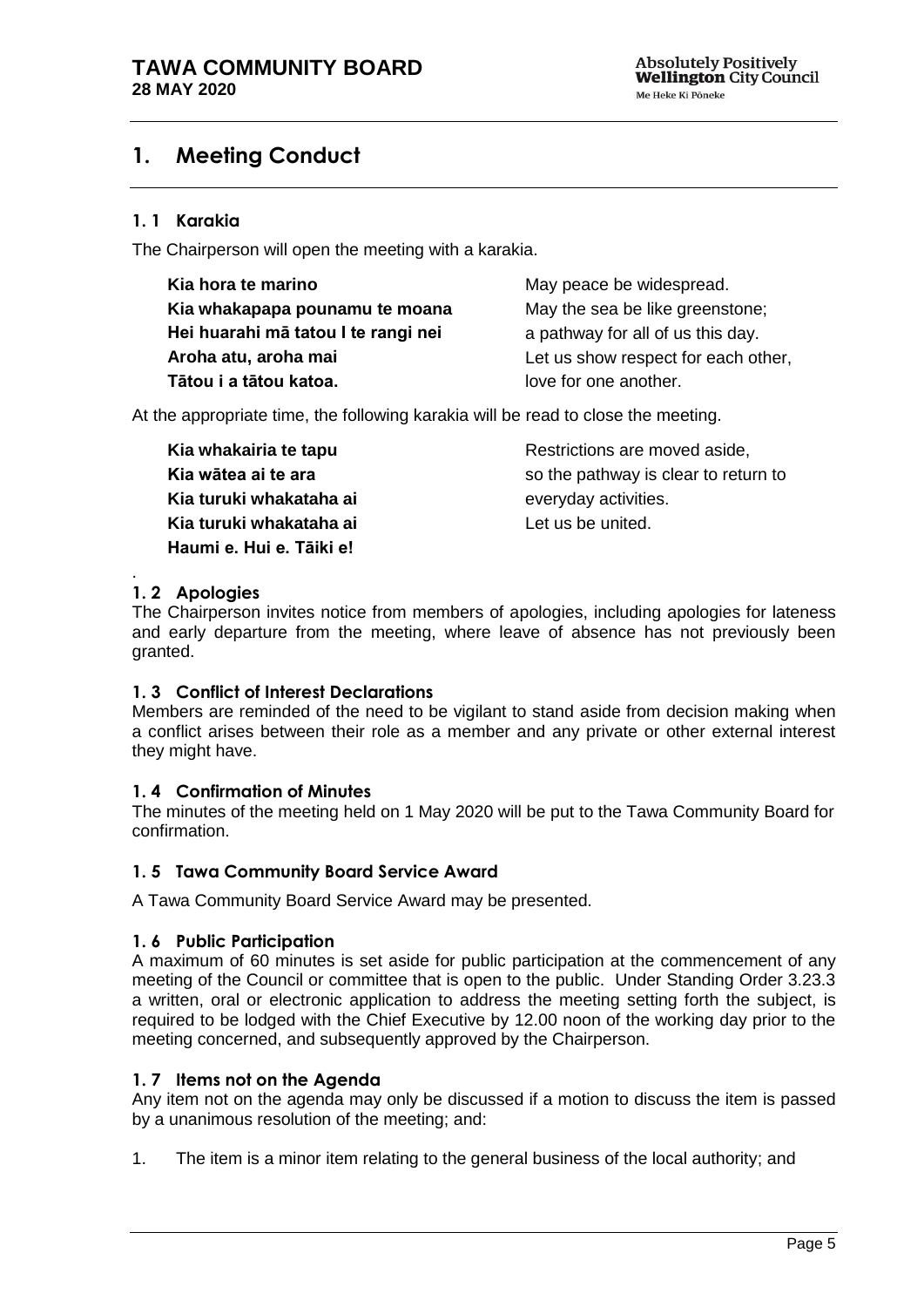# 1. Meeting Conduct

## 1. 1 Karakia

The Chairperson will open the meeting with a karakia.

| | |
|---|---|
| **Kia hora te marino** | May peace be widespread. |
| **Kia whakapapa pounamu te moana** | May the sea be like greenstone; |
| **Hei huarahi mā tatou I te rangi nei** | a pathway for all of us this day. |
| **Aroha atu, aroha mai** | Let us show respect for each other, |
| **Tātou i a tātou katoa.** | love for one another. |

At the appropriate time, the following karakia will be read to close the meeting.

| | |
|---|---|
| **Kia whakairia te tapu** | Restrictions are moved aside, |
| **Kia wātea ai te ara** | so the pathway is clear to return to |
| **Kia turuki whakataha ai** | everyday activities. |
| **Kia turuki whakataha ai** | Let us be united. |
| **Haumi e. Hui e. Tāiki e!** | |

.

## 1. 2 Apologies

The Chairperson invites notice from members of apologies, including apologies for lateness and early departure from the meeting, where leave of absence has not previously been granted.

## 1. 3 Conflict of Interest Declarations

Members are reminded of the need to be vigilant to stand aside from decision making when a conflict arises between their role as a member and any private or other external interest they might have.

## 1. 4 Confirmation of Minutes

The minutes of the meeting held on 1 May 2020 will be put to the Tawa Community Board for confirmation.

## 1. 5 Tawa Community Board Service Award

A Tawa Community Board Service Award may be presented.

## 1. 6 Public Participation

A maximum of 60 minutes is set aside for public participation at the commencement of any meeting of the Council or committee that is open to the public. Under Standing Order 3.23.3 a written, oral or electronic application to address the meeting setting forth the subject, is required to be lodged with the Chief Executive by 12.00 noon of the working day prior to the meeting concerned, and subsequently approved by the Chairperson.

## 1. 7 Items not on the Agenda

Any item not on the agenda may only be discussed if a motion to discuss the item is passed by a unanimous resolution of the meeting; and:

1. The item is a minor item relating to the general business of the local authority; and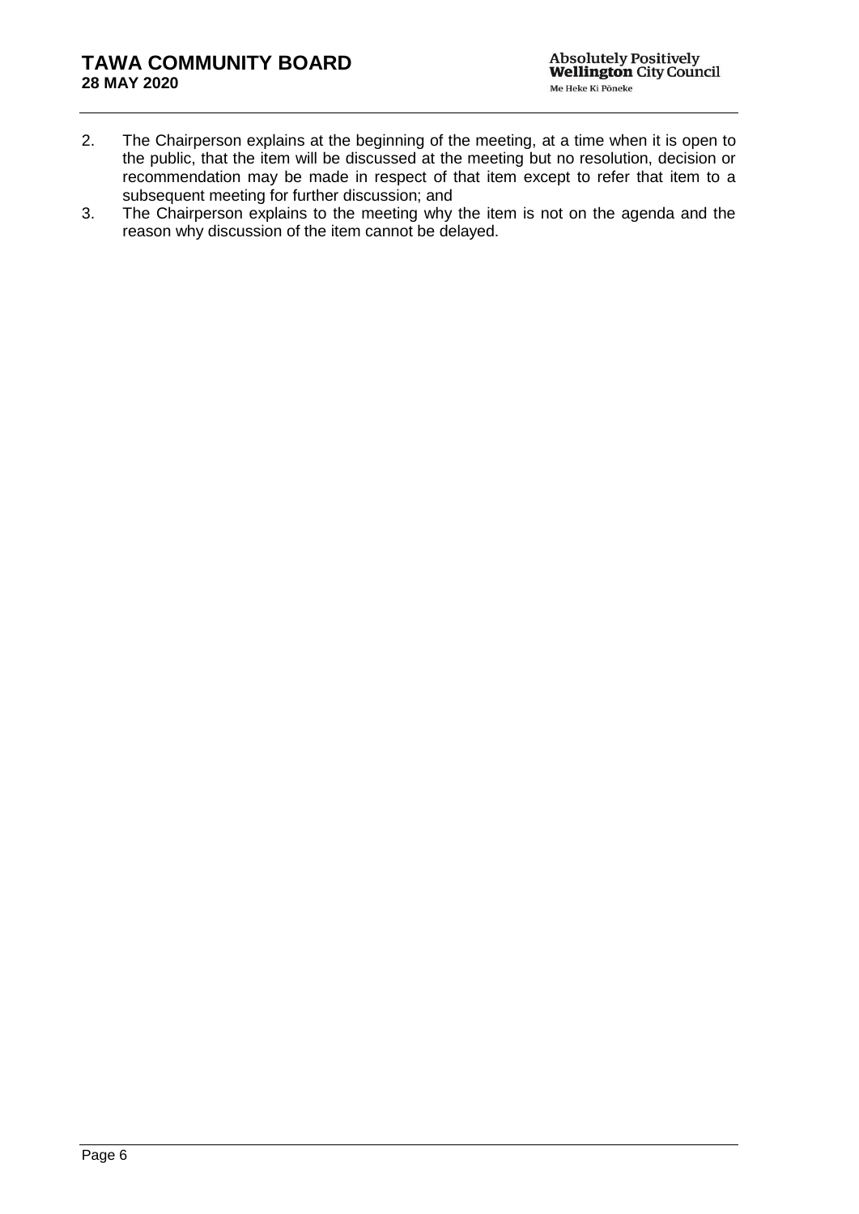2. The Chairperson explains at the beginning of the meeting, at a time when it is open to the public, that the item will be discussed at the meeting but no resolution, decision or recommendation may be made in respect of that item except to refer that item to a subsequent meeting for further discussion; and
3. The Chairperson explains to the meeting why the item is not on the agenda and the reason why discussion of the item cannot be delayed.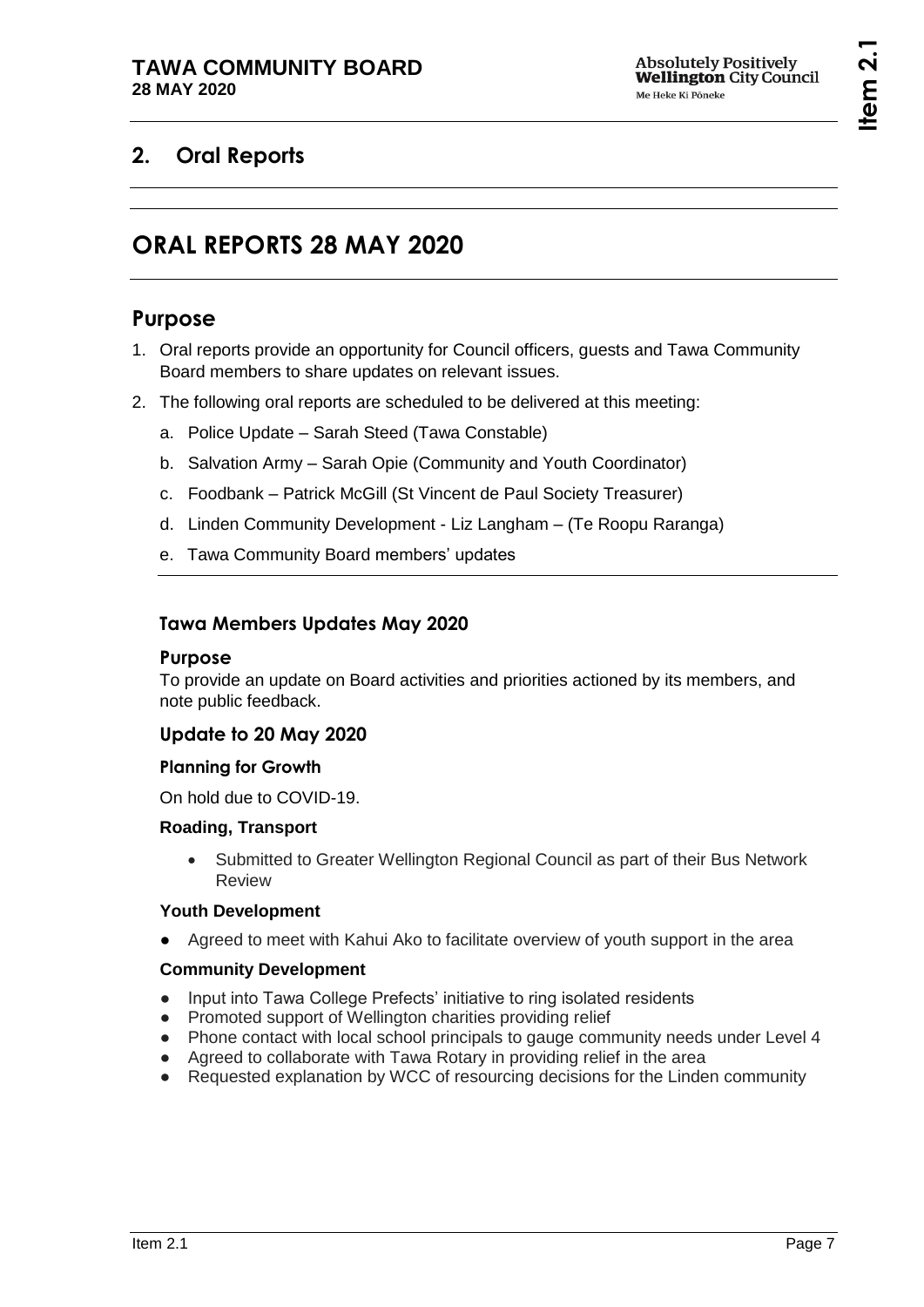## 2. Oral Reports

# ORAL REPORTS 28 MAY 2020

## Purpose

1. Oral reports provide an opportunity for Council officers, guests and Tawa Community Board members to share updates on relevant issues.
2. The following oral reports are scheduled to be delivered at this meeting:
   a. Police Update – Sarah Steed (Tawa Constable)
   b. Salvation Army – Sarah Opie (Community and Youth Coordinator)
   c. Foodbank – Patrick McGill (St Vincent de Paul Society Treasurer)
   d. Linden Community Development - Liz Langham – (Te Roopu Raranga)
   e. Tawa Community Board members' updates

### Tawa Members Updates May 2020

#### Purpose

To provide an update on Board activities and priorities actioned by its members, and note public feedback.

### Update to 20 May 2020

**Planning for Growth**

On hold due to COVID-19.

**Roading, Transport**

- Submitted to Greater Wellington Regional Council as part of their Bus Network Review

**Youth Development**

- Agreed to meet with Kahui Ako to facilitate overview of youth support in the area

**Community Development**

- Input into Tawa College Prefects' initiative to ring isolated residents
- Promoted support of Wellington charities providing relief
- Phone contact with local school principals to gauge community needs under Level 4
- Agreed to collaborate with Tawa Rotary in providing relief in the area
- Requested explanation by WCC of resourcing decisions for the Linden community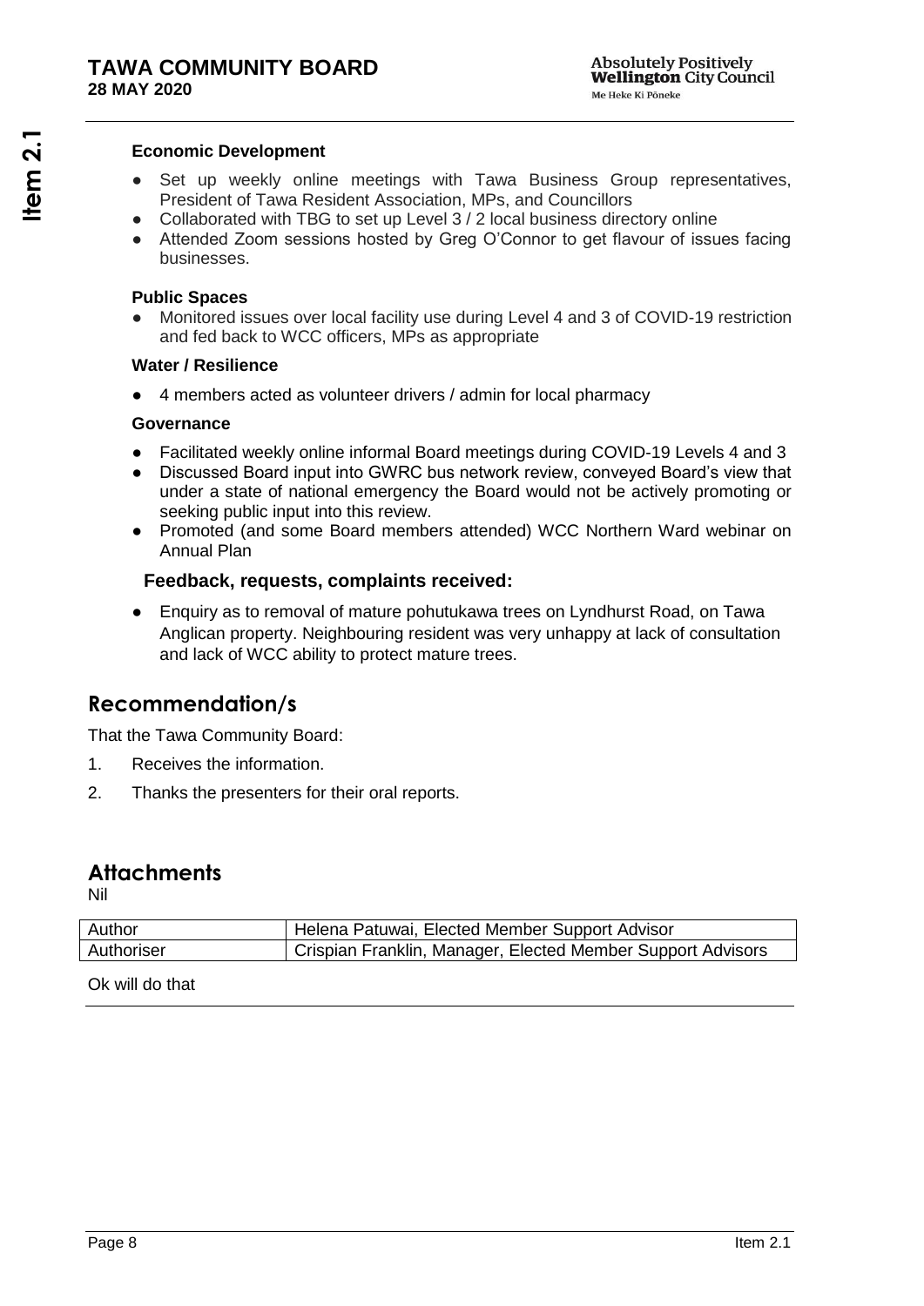**Economic Development**

- Set up weekly online meetings with Tawa Business Group representatives, President of Tawa Resident Association, MPs, and Councillors
- Collaborated with TBG to set up Level 3 / 2 local business directory online
- Attended Zoom sessions hosted by Greg O'Connor to get flavour of issues facing businesses.

**Public Spaces**

- Monitored issues over local facility use during Level 4 and 3 of COVID-19 restriction and fed back to WCC officers, MPs as appropriate

**Water / Resilience**

- 4 members acted as volunteer drivers / admin for local pharmacy

**Governance**

- Facilitated weekly online informal Board meetings during COVID-19 Levels 4 and 3
- Discussed Board input into GWRC bus network review, conveyed Board's view that under a state of national emergency the Board would not be actively promoting or seeking public input into this review.
- Promoted (and some Board members attended) WCC Northern Ward webinar on Annual Plan

**Feedback, requests, complaints received:**

- Enquiry as to removal of mature pohutukawa trees on Lyndhurst Road, on Tawa Anglican property. Neighbouring resident was very unhappy at lack of consultation and lack of WCC ability to protect mature trees.

## Recommendation/s

That the Tawa Community Board:

1. Receives the information.
2. Thanks the presenters for their oral reports.

## Attachments

Nil

| Author | Helena Patuwai, Elected Member Support Advisor |
| --- | --- |
| Authoriser | Crispian Franklin, Manager, Elected Member Support Advisors |

Ok will do that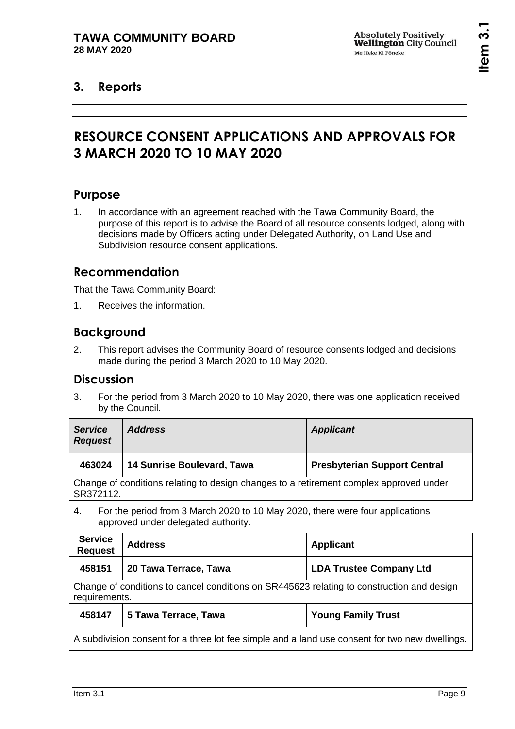## 3. Reports

# RESOURCE CONSENT APPLICATIONS AND APPROVALS FOR 3 MARCH 2020 TO 10 MAY 2020

## Purpose

1. In accordance with an agreement reached with the Tawa Community Board, the purpose of this report is to advise the Board of all resource consents lodged, along with decisions made by Officers acting under Delegated Authority, on Land Use and Subdivision resource consent applications.

## Recommendation

That the Tawa Community Board:

1. Receives the information.

## Background

2. This report advises the Community Board of resource consents lodged and decisions made during the period 3 March 2020 to 10 May 2020.

## Discussion

3. For the period from 3 March 2020 to 10 May 2020, there was one application received by the Council.

| ***Service Request*** | ***Address*** | ***Applicant*** |
|---|---|---|
| **463024** | **14 Sunrise Boulevard, Tawa** | **Presbyterian Support Central** |
| Change of conditions relating to design changes to a retirement complex approved under SR372112. | | |

4. For the period from 3 March 2020 to 10 May 2020, there were four applications approved under delegated authority.

| **Service Request** | **Address** | **Applicant** |
|---|---|---|
| **458151** | **20 Tawa Terrace, Tawa** | **LDA Trustee Company Ltd** |
| Change of conditions to cancel conditions on SR445623 relating to construction and design requirements. | | |
| **458147** | **5 Tawa Terrace, Tawa** | **Young Family Trust** |
| A subdivision consent for a three lot fee simple and a land use consent for two new dwellings. | | |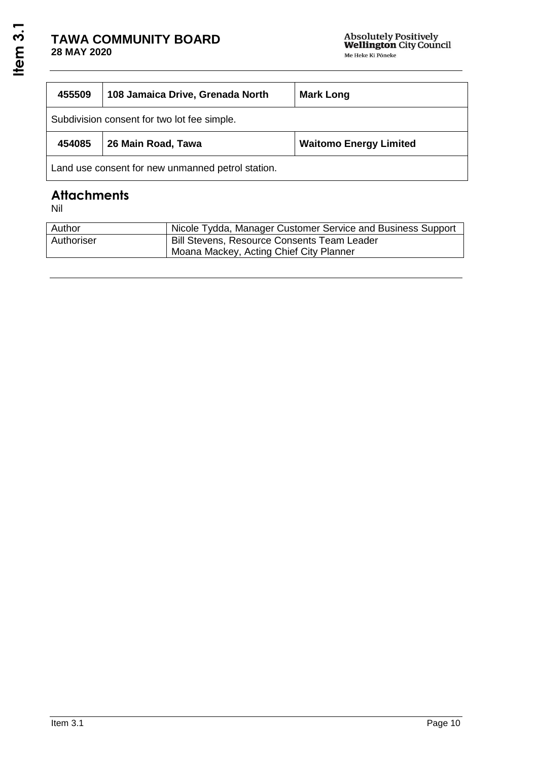| 455509 | 108 Jamaica Drive, Grenada North | Mark Long |
|---|---|---|
| Subdivision consent for two lot fee simple. | | |
| **454085** | **26 Main Road, Tawa** | **Waitomo Energy Limited** |
| Land use consent for new unmanned petrol station. | | |

## Attachments

Nil

| Author | Nicole Tydda, Manager Customer Service and Business Support |
|---|---|
| Authoriser | Bill Stevens, Resource Consents Team Leader<br>Moana Mackey, Acting Chief City Planner |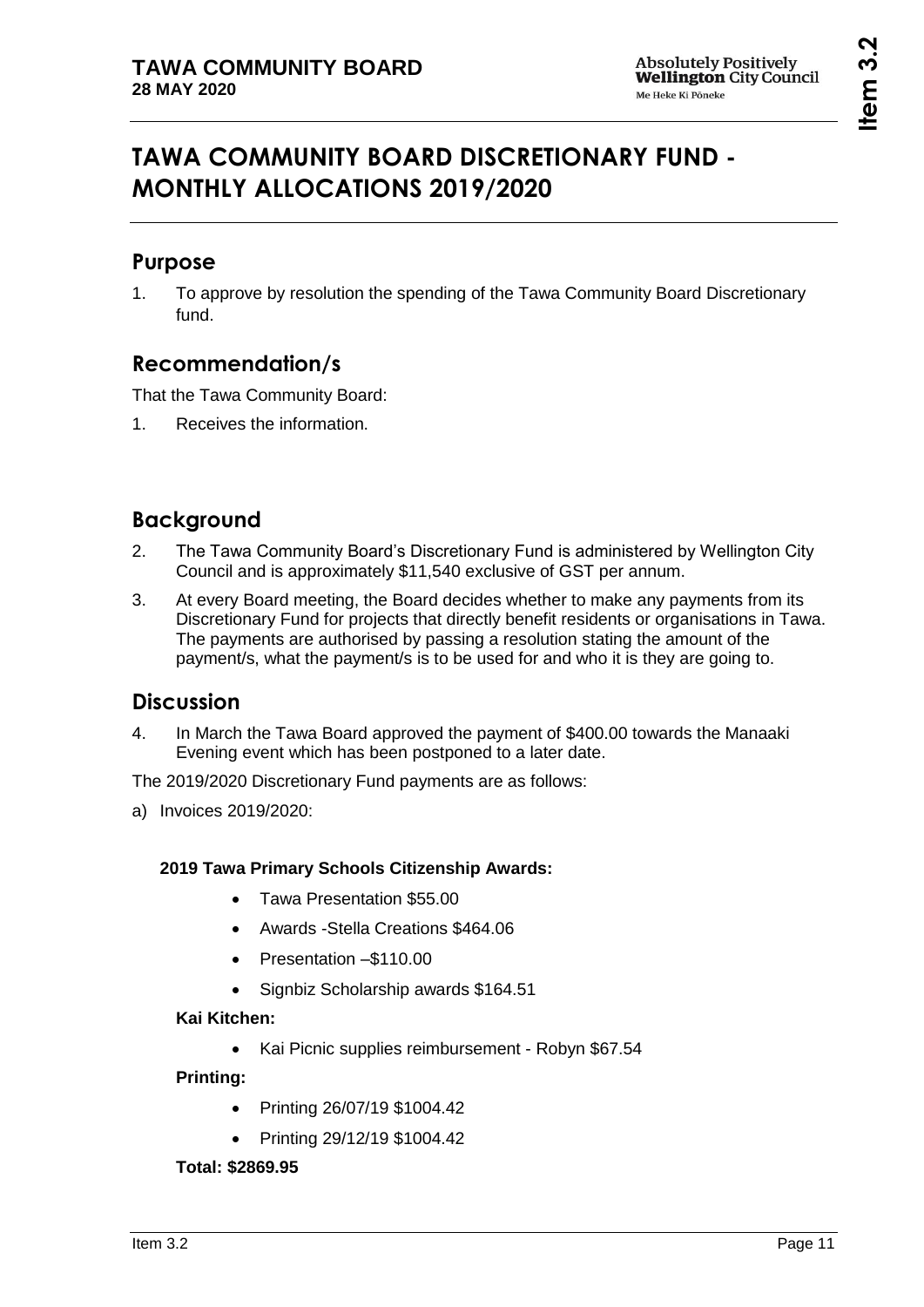# TAWA COMMUNITY BOARD DISCRETIONARY FUND - MONTHLY ALLOCATIONS 2019/2020

## Purpose

1. To approve by resolution the spending of the Tawa Community Board Discretionary fund.

## Recommendation/s

That the Tawa Community Board:

1. Receives the information.

## Background

2. The Tawa Community Board's Discretionary Fund is administered by Wellington City Council and is approximately $11,540 exclusive of GST per annum.
3. At every Board meeting, the Board decides whether to make any payments from its Discretionary Fund for projects that directly benefit residents or organisations in Tawa. The payments are authorised by passing a resolution stating the amount of the payment/s, what the payment/s is to be used for and who it is they are going to.

## Discussion

4. In March the Tawa Board approved the payment of $400.00 towards the Manaaki Evening event which has been postponed to a later date.

The 2019/2020 Discretionary Fund payments are as follows:

a) Invoices 2019/2020:

**2019 Tawa Primary Schools Citizenship Awards:**

- Tawa Presentation $55.00
- Awards -Stella Creations $464.06
- Presentation –$110.00
- Signbiz Scholarship awards $164.51

**Kai Kitchen:**

- Kai Picnic supplies reimbursement - Robyn $67.54

**Printing:**

- Printing 26/07/19 $1004.42
- Printing 29/12/19 $1004.42

**Total: $2869.95**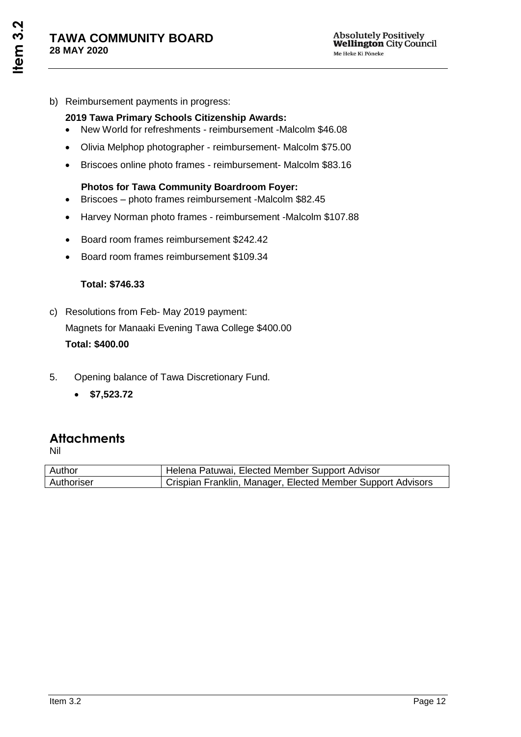b) Reimbursement payments in progress:

**2019 Tawa Primary Schools Citizenship Awards:**

- New World for refreshments - reimbursement -Malcolm $46.08
- Olivia Melphop photographer - reimbursement- Malcolm $75.00
- Briscoes online photo frames - reimbursement- Malcolm $83.16

**Photos for Tawa Community Boardroom Foyer:**

- Briscoes – photo frames reimbursement -Malcolm $82.45
- Harvey Norman photo frames - reimbursement -Malcolm $107.88
- Board room frames reimbursement $242.42
- Board room frames reimbursement $109.34

**Total: $746.33**

c) Resolutions from Feb- May 2019 payment:

Magnets for Manaaki Evening Tawa College $400.00

**Total: $400.00**

5. Opening balance of Tawa Discretionary Fund.
   - **$7,523.72**

## Attachments

Nil

| Author | Helena Patuwai, Elected Member Support Advisor |
|---|---|
| Authoriser | Crispian Franklin, Manager, Elected Member Support Advisors |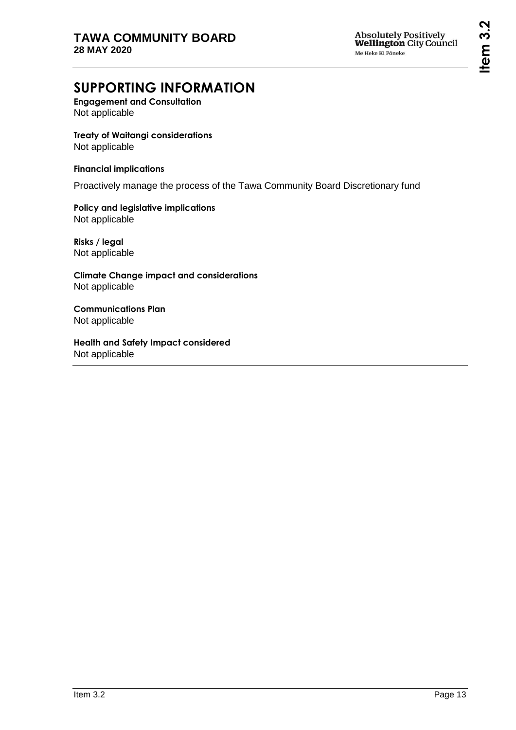## SUPPORTING INFORMATION

**Engagement and Consultation**
Not applicable

**Treaty of Waitangi considerations**
Not applicable

**Financial implications**

Proactively manage the process of the Tawa Community Board Discretionary fund

**Policy and legislative implications**
Not applicable

**Risks / legal**
Not applicable

**Climate Change impact and considerations**
Not applicable

**Communications Plan**
Not applicable

**Health and Safety Impact considered**
Not applicable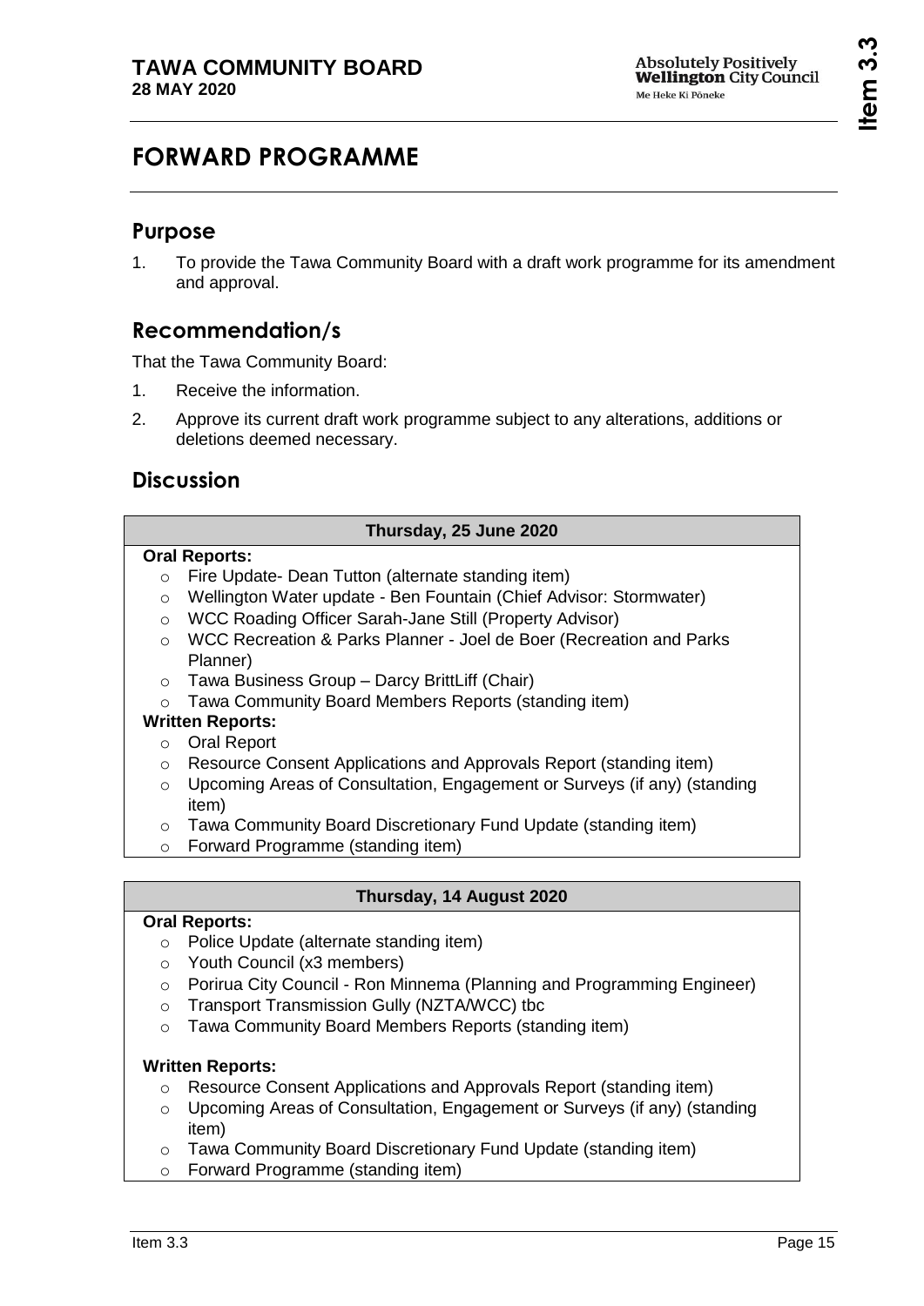# FORWARD PROGRAMME

## Purpose

1. To provide the Tawa Community Board with a draft work programme for its amendment and approval.

## Recommendation/s

That the Tawa Community Board:

1. Receive the information.
2. Approve its current draft work programme subject to any alterations, additions or deletions deemed necessary.

## Discussion

| Thursday, 25 June 2020 |
| --- |
| **Oral Reports:**<br>o Fire Update- Dean Tutton (alternate standing item)<br>o Wellington Water update - Ben Fountain (Chief Advisor: Stormwater)<br>o WCC Roading Officer Sarah-Jane Still (Property Advisor)<br>o WCC Recreation & Parks Planner - Joel de Boer (Recreation and Parks Planner)<br>o Tawa Business Group – Darcy BrittLiff (Chair)<br>o Tawa Community Board Members Reports (standing item)<br>**Written Reports:**<br>o Oral Report<br>o Resource Consent Applications and Approvals Report (standing item)<br>o Upcoming Areas of Consultation, Engagement or Surveys (if any) (standing item)<br>o Tawa Community Board Discretionary Fund Update (standing item)<br>o Forward Programme (standing item) |

| Thursday, 14 August 2020 |
| --- |
| **Oral Reports:**<br>o Police Update (alternate standing item)<br>o Youth Council (x3 members)<br>o Porirua City Council - Ron Minnema (Planning and Programming Engineer)<br>o Transport Transmission Gully (NZTA/WCC) tbc<br>o Tawa Community Board Members Reports (standing item)<br>**Written Reports:**<br>o Resource Consent Applications and Approvals Report (standing item)<br>o Upcoming Areas of Consultation, Engagement or Surveys (if any) (standing item)<br>o Tawa Community Board Discretionary Fund Update (standing item)<br>o Forward Programme (standing item) |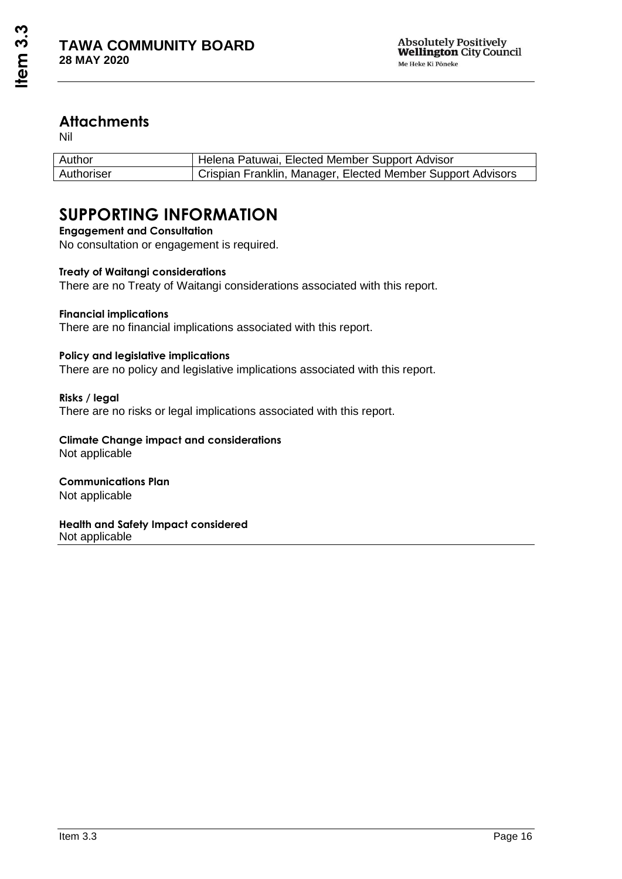## Attachments

Nil

| Author | Helena Patuwai, Elected Member Support Advisor |
|---|---|
| Authoriser | Crispian Franklin, Manager, Elected Member Support Advisors |

# SUPPORTING INFORMATION

**Engagement and Consultation**
No consultation or engagement is required.

**Treaty of Waitangi considerations**
There are no Treaty of Waitangi considerations associated with this report.

**Financial implications**
There are no financial implications associated with this report.

**Policy and legislative implications**
There are no policy and legislative implications associated with this report.

**Risks / legal**
There are no risks or legal implications associated with this report.

**Climate Change impact and considerations**
Not applicable

**Communications Plan**
Not applicable

**Health and Safety Impact considered**
Not applicable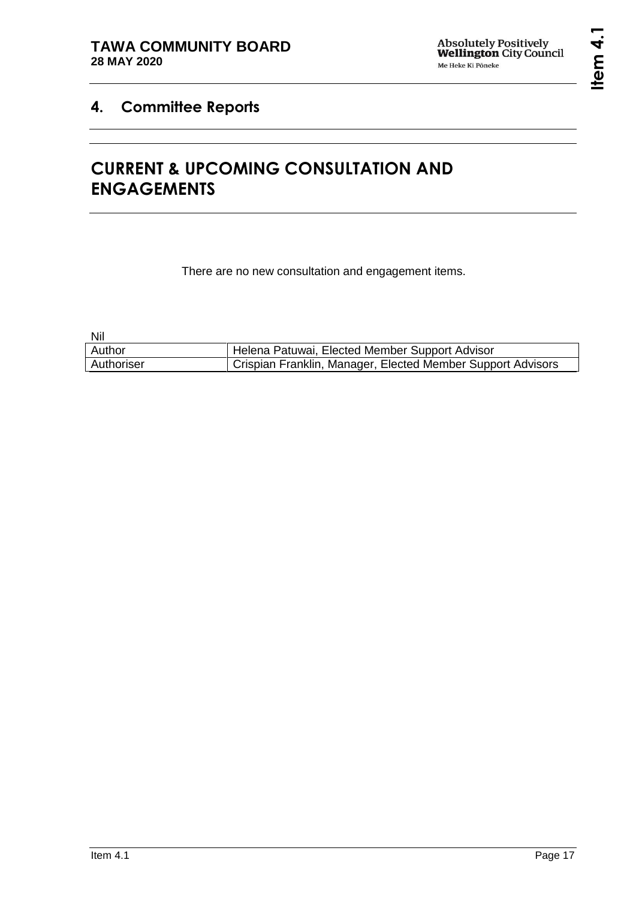## 4. Committee Reports

# CURRENT & UPCOMING CONSULTATION AND ENGAGEMENTS

There are no new consultation and engagement items.

Nil

| | |
|---|---|
| Author | Helena Patuwai, Elected Member Support Advisor |
| Authoriser | Crispian Franklin, Manager, Elected Member Support Advisors |